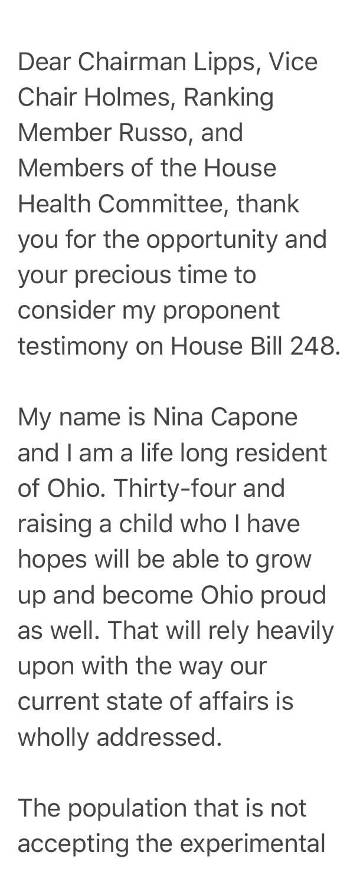Dear Chairman Lipps, Vice Chair Holmes, Ranking Member Russo, and Members of the House Health Committee, thank you for the opportunity and your precious time to consider my proponent testimony on House Bill 248.

My name is Nina Capone and I am a life long resident of Ohio. Thirty-four and raising a child who I have hopes will be able to grow up and become Ohio proud as well. That will rely heavily upon with the way our current state of affairs is wholly addressed.

The population that is not accepting the experimental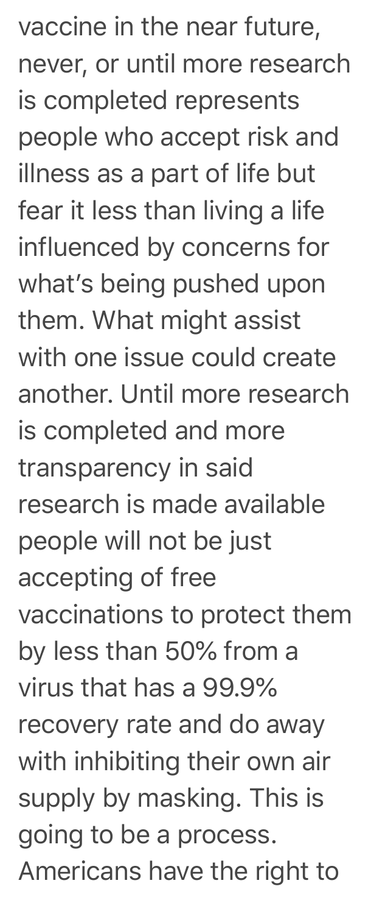vaccine in the near future, never, or until more research is completed represents people who accept risk and illness as a part of life but fear it less than living a life influenced by concerns for what's being pushed upon them. What might assist with one issue could create another. Until more research is completed and more transparency in said research is made available people will not be just accepting of free vaccinations to protect them by less than 50% from a virus that has a 99.9% recovery rate and do away with inhibiting their own air supply by masking. This is going to be a process. Americans have the right to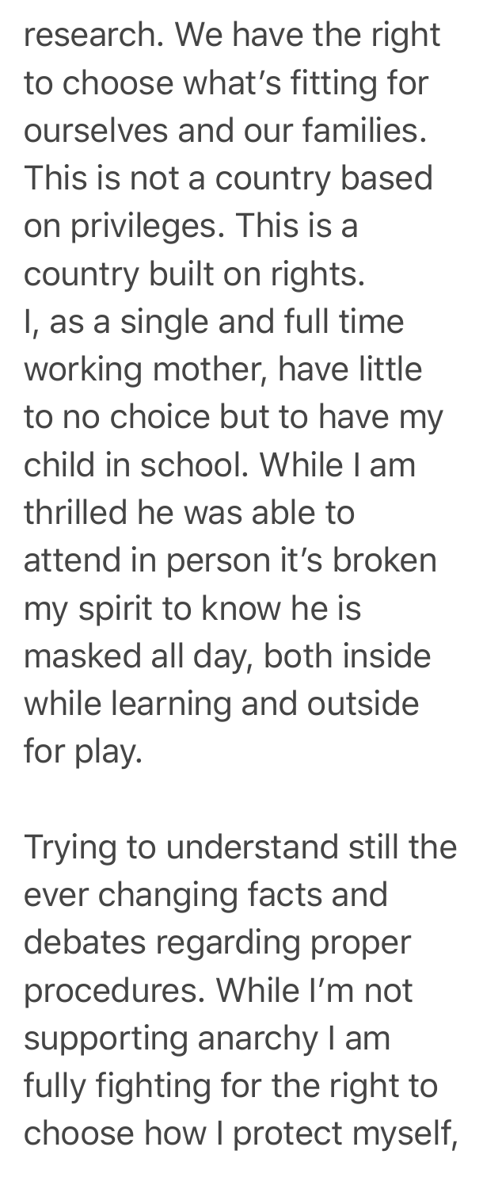research. We have the right to choose what's fitting for ourselves and our families. This is not a country based on privileges. This is a country built on rights.
I, as a single and full time working mother, have little to no choice but to have my child in school. While I am thrilled he was able to attend in person it's broken my spirit to know he is masked all day, both inside while learning and outside for play.

Trying to understand still the ever changing facts and debates regarding proper procedures. While I'm not supporting anarchy I am fully fighting for the right to choose how I protect myself,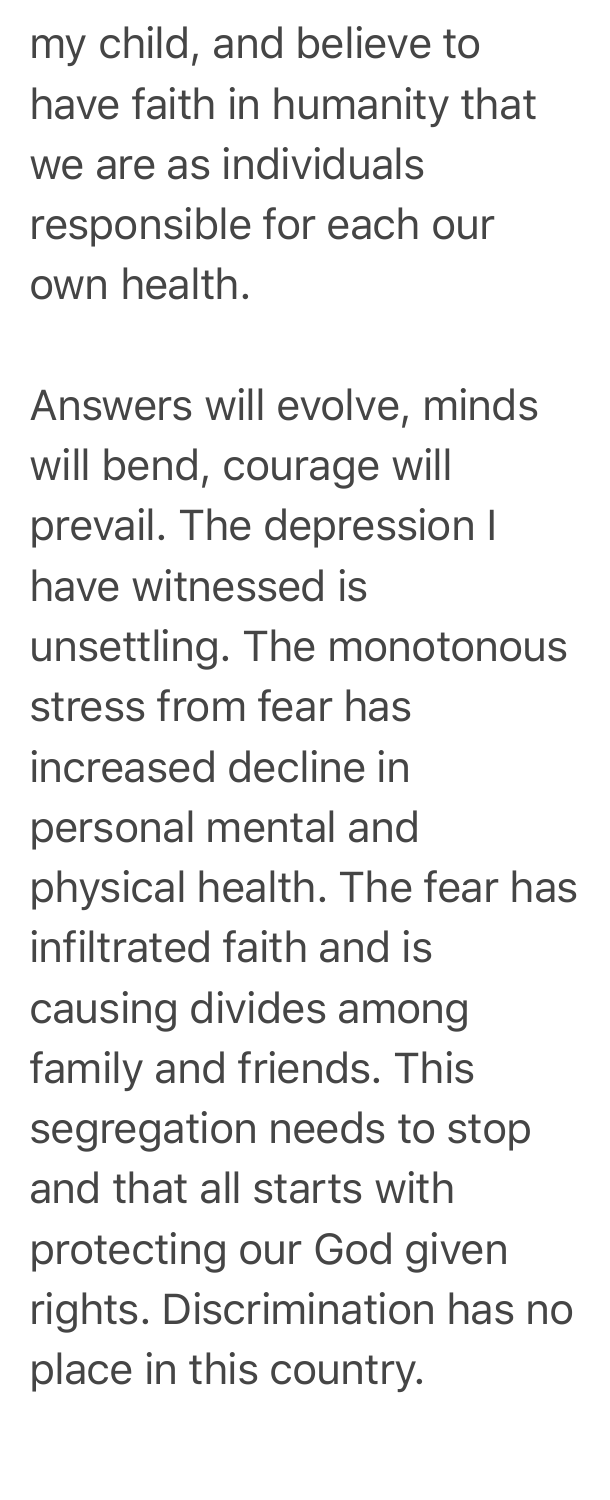my child, and believe to have faith in humanity that we are as individuals responsible for each our own health.

Answers will evolve, minds will bend, courage will prevail. The depression I have witnessed is unsettling. The monotonous stress from fear has increased decline in personal mental and physical health. The fear has infiltrated faith and is causing divides among family and friends. This segregation needs to stop and that all starts with protecting our God given rights. Discrimination has no place in this country.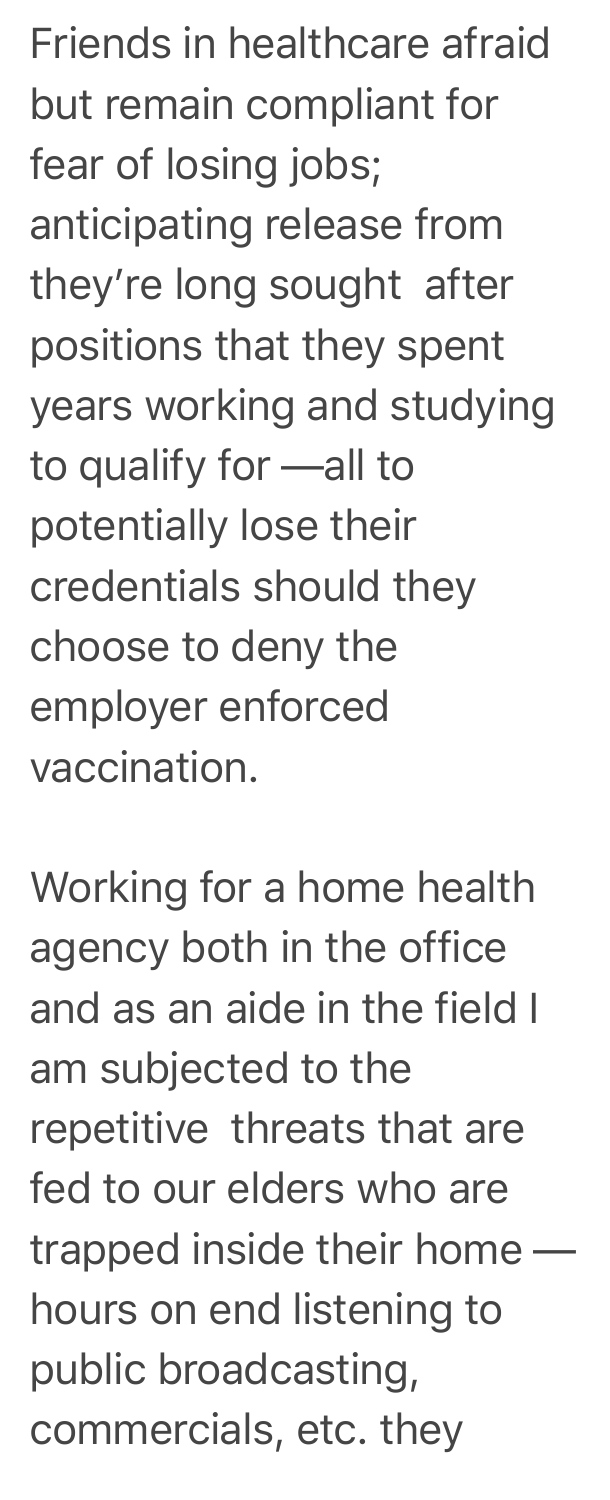Friends in healthcare afraid but remain compliant for fear of losing jobs; anticipating release from they're long sought  after positions that they spent years working and studying to qualify for —all to potentially lose their credentials should they choose to deny the employer enforced vaccination.

Working for a home health agency both in the office and as an aide in the field I am subjected to the repetitive  threats that are fed to our elders who are trapped inside their home — hours on end listening to public broadcasting, commercials, etc. they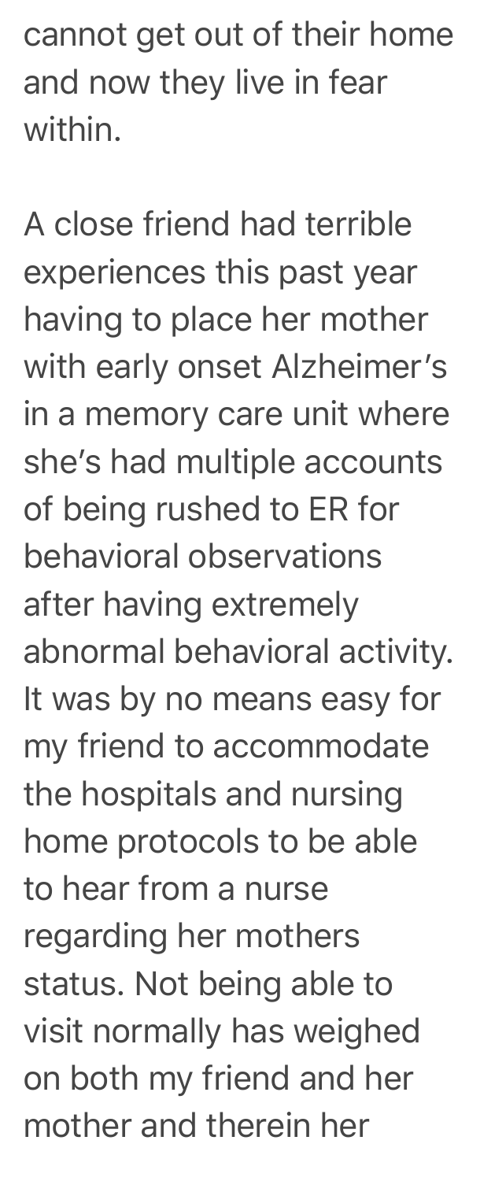cannot get out of their home and now they live in fear within.

A close friend had terrible experiences this past year having to place her mother with early onset Alzheimer's in a memory care unit where she's had multiple accounts of being rushed to ER for behavioral observations after having extremely abnormal behavioral activity. It was by no means easy for my friend to accommodate the hospitals and nursing home protocols to be able to hear from a nurse regarding her mothers status. Not being able to visit normally has weighed on both my friend and her mother and therein her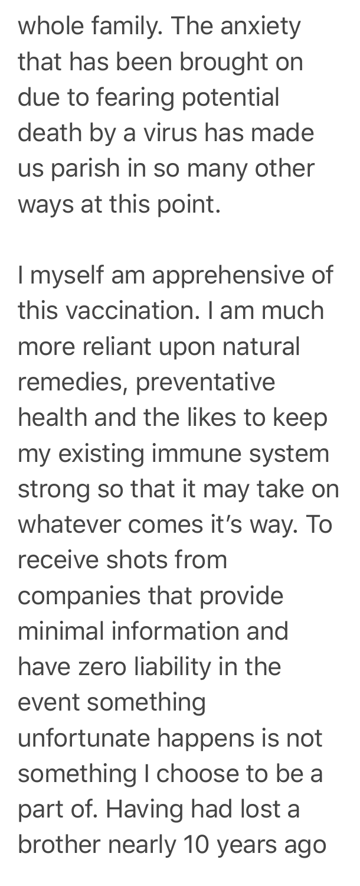whole family. The anxiety that has been brought on due to fearing potential death by a virus has made us parish in so many other ways at this point.

I myself am apprehensive of this vaccination. I am much more reliant upon natural remedies, preventative health and the likes to keep my existing immune system strong so that it may take on whatever comes it's way. To receive shots from companies that provide minimal information and have zero liability in the event something unfortunate happens is not something I choose to be a part of. Having had lost a brother nearly 10 years ago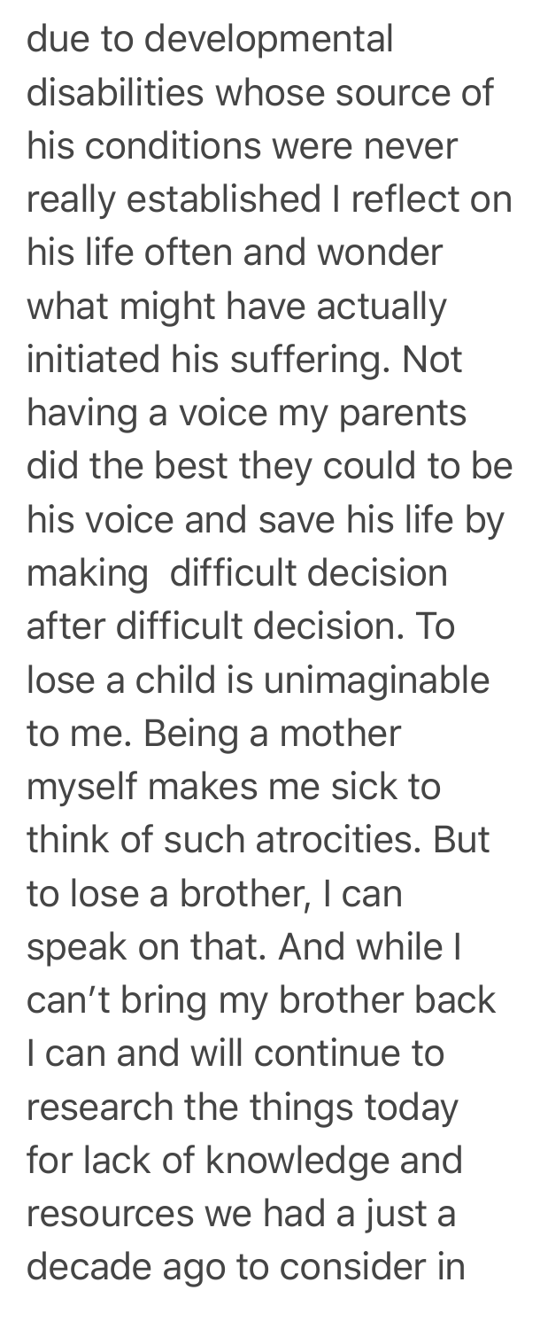due to developmental disabilities whose source of his conditions were never really established I reflect on his life often and wonder what might have actually initiated his suffering. Not having a voice my parents did the best they could to be his voice and save his life by making  difficult decision after difficult decision. To lose a child is unimaginable to me. Being a mother myself makes me sick to think of such atrocities. But to lose a brother, I can speak on that. And while I can't bring my brother back I can and will continue to research the things today for lack of knowledge and resources we had a just a decade ago to consider in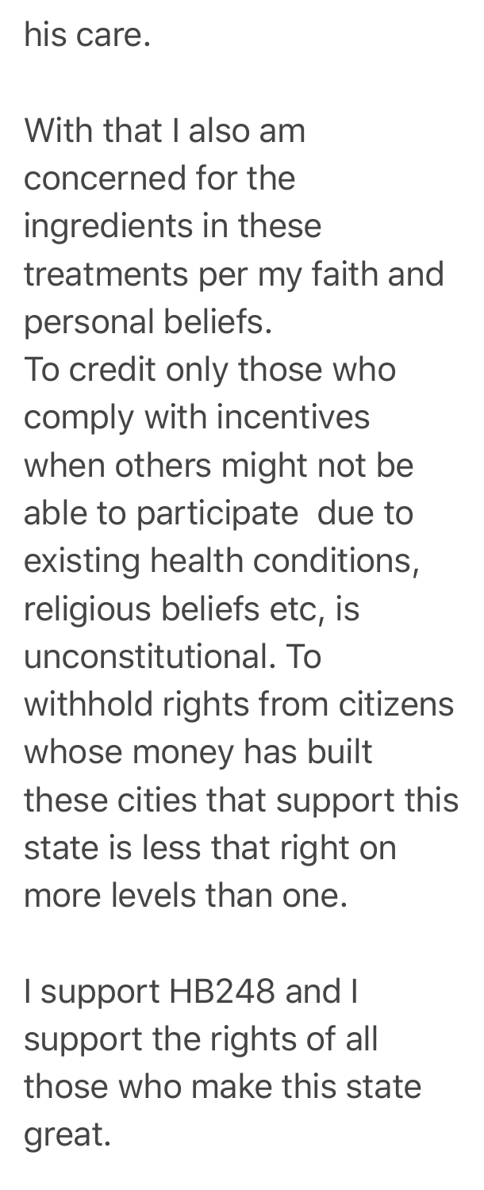his care.

With that I also am concerned for the ingredients in these treatments per my faith and personal beliefs.
To credit only those who comply with incentives when others might not be able to participate due to existing health conditions, religious beliefs etc, is unconstitutional. To withhold rights from citizens whose money has built these cities that support this state is less that right on more levels than one.

I support HB248 and I support the rights of all those who make this state great.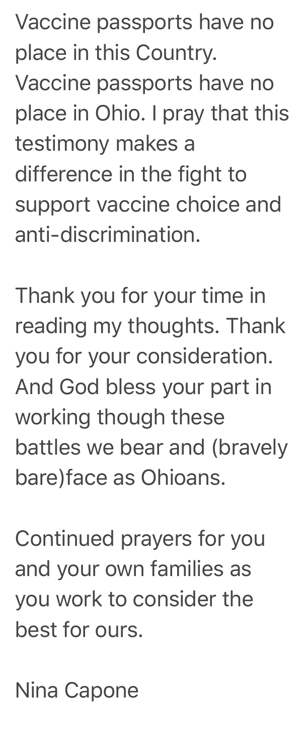Vaccine passports have no place in this Country. Vaccine passports have no place in Ohio. I pray that this testimony makes a difference in the fight to support vaccine choice and anti-discrimination.

Thank you for your time in reading my thoughts. Thank you for your consideration. And God bless your part in working though these battles we bear and (bravely bare)face as Ohioans.

Continued prayers for you and your own families as you work to consider the best for ours.

Nina Capone